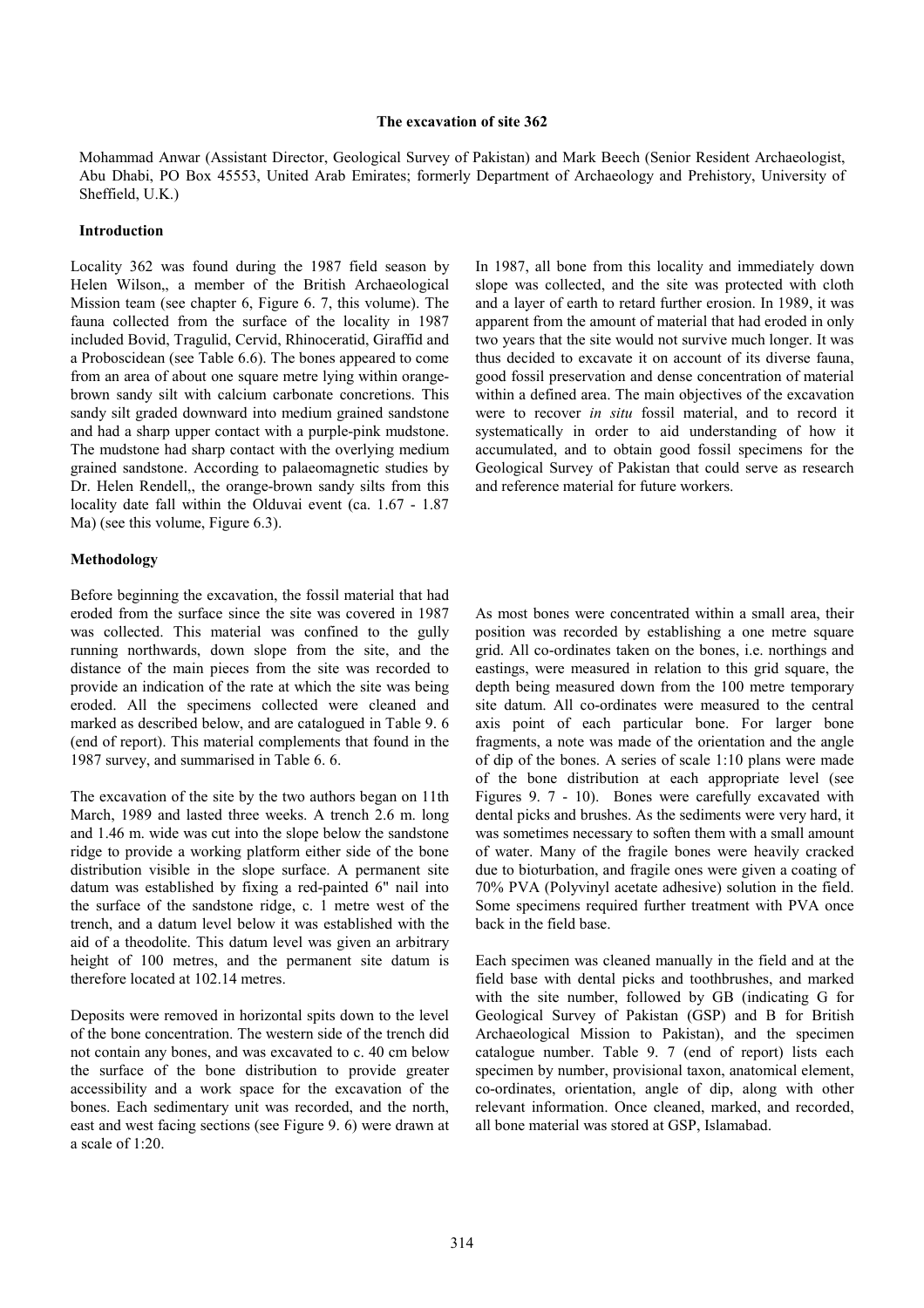## The excavation of site 362

Mohammad Anwar (Assistant Director, Geological Survey of Pakistan) and Mark Beech (Senior Resident Archaeologist, Abu Dhabi, PO Box 45553, United Arab Emirates; formerly Department of Archaeology and Prehistory, University of Sheffield, U.K.)

### Introduction

Locality 362 was found during the 1987 field season by Helen Wilson,, a member of the British Archaeological Mission team (see chapter 6, Figure 6. 7, this volume). The fauna collected from the surface of the locality in 1987 included Bovid, Tragulid, Cervid, Rhinoceratid, Giraffid and a Proboscidean (see Table 6.6). The bones appeared to come from an area of about one square metre lying within orange-brown sandy silt with calcium carbonate concretions. This sandy silt graded downward into medium grained sandstone and had a sharp upper contact with a purple-pink mudstone. The mudstone had sharp contact with the overlying medium grained sandstone. According to palaeomagnetic studies by Dr. Helen Rendell,, the orange-brown sandy silts from this locality date fall within the Olduvai event (ca. 1.67 - 1.87 Ma) (see this volume, Figure 6.3).

In 1987, all bone from this locality and immediately down slope was collected, and the site was protected with cloth and a layer of earth to retard further erosion. In 1989, it was apparent from the amount of material that had eroded in only two years that the site would not survive much longer. It was thus decided to excavate it on account of its diverse fauna, good fossil preservation and dense concentration of material within a defined area. The main objectives of the excavation were to recover *in situ* fossil material, and to record it systematically in order to aid understanding of how it accumulated, and to obtain good fossil specimens for the Geological Survey of Pakistan that could serve as research and reference material for future workers.

### Methodology

Before beginning the excavation, the fossil material that had eroded from the surface since the site was covered in 1987 was collected. This material was confined to the gully running northwards, down slope from the site, and the distance of the main pieces from the site was recorded to provide an indication of the rate at which the site was being eroded. All the specimens collected were cleaned and marked as described below, and are catalogued in Table 9. 6 (end of report). This material complements that found in the 1987 survey, and summarised in Table 6. 6.

The excavation of the site by the two authors began on 11th March, 1989 and lasted three weeks. A trench 2.6 m. long and 1.46 m. wide was cut into the slope below the sandstone ridge to provide a working platform either side of the bone distribution visible in the slope surface. A permanent site datum was established by fixing a red-painted 6" nail into the surface of the sandstone ridge, c. 1 metre west of the trench, and a datum level below it was established with the aid of a theodolite. This datum level was given an arbitrary height of 100 metres, and the permanent site datum is therefore located at 102.14 metres.

Deposits were removed in horizontal spits down to the level of the bone concentration. The western side of the trench did not contain any bones, and was excavated to c. 40 cm below the surface of the bone distribution to provide greater accessibility and a work space for the excavation of the bones. Each sedimentary unit was recorded, and the north, east and west facing sections (see Figure 9. 6) were drawn at a scale of 1:20.

As most bones were concentrated within a small area, their position was recorded by establishing a one metre square grid. All co-ordinates taken on the bones, i.e. northings and eastings, were measured in relation to this grid square, the depth being measured down from the 100 metre temporary site datum. All co-ordinates were measured to the central axis point of each particular bone. For larger bone fragments, a note was made of the orientation and the angle of dip of the bones. A series of scale 1:10 plans were made of the bone distribution at each appropriate level (see Figures 9. 7 - 10). Bones were carefully excavated with dental picks and brushes. As the sediments were very hard, it was sometimes necessary to soften them with a small amount of water. Many of the fragile bones were heavily cracked due to bioturbation, and fragile ones were given a coating of 70% PVA (Polyvinyl acetate adhesive) solution in the field. Some specimens required further treatment with PVA once back in the field base.

Each specimen was cleaned manually in the field and at the field base with dental picks and toothbrushes, and marked with the site number, followed by GB (indicating G for Geological Survey of Pakistan (GSP) and B for British Archaeological Mission to Pakistan), and the specimen catalogue number. Table 9. 7 (end of report) lists each specimen by number, provisional taxon, anatomical element, co-ordinates, orientation, angle of dip, along with other relevant information. Once cleaned, marked, and recorded, all bone material was stored at GSP, Islamabad.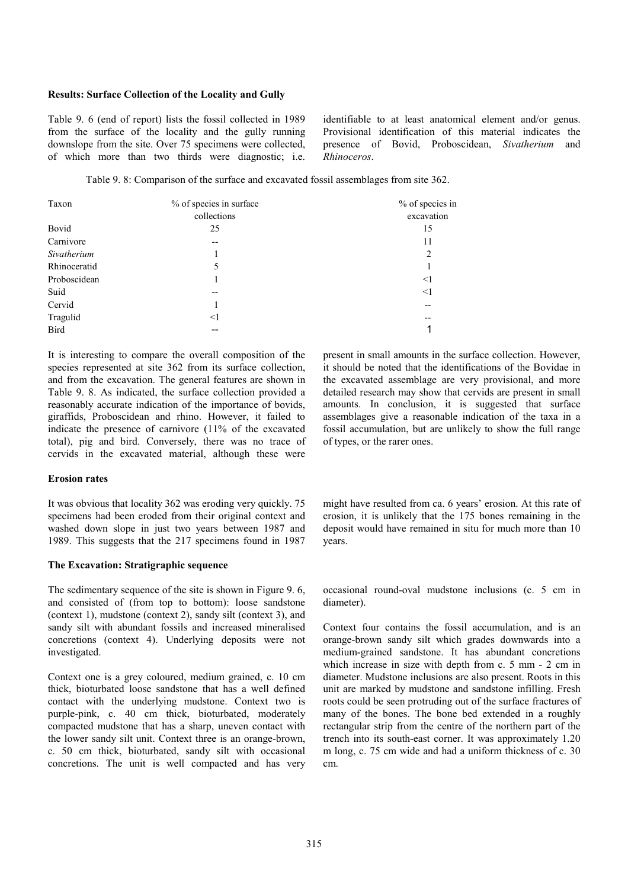### Results: Surface Collection of the Locality and Gully

Table 9. 6 (end of report) lists the fossil collected in 1989 from the surface of the locality and the gully running downslope from the site. Over 75 specimens were collected, of which more than two thirds were diagnostic; i.e. identifiable to at least anatomical element and/or genus. Provisional identification of this material indicates the presence of Bovid, Proboscidean, *Sivatherium* and *Rhinoceros*.

Table 9. 8: Comparison of the surface and excavated fossil assemblages from site 362.

| Taxon | % of species in surface collections | % of species in excavation |
|---|---|---|
| Bovid | 25 | 15 |
| Carnivore | -- | 11 |
| *Sivatherium* | 1 | 2 |
| Rhinoceratid | 5 | 1 |
| Proboscidean | 1 | <1 |
| Suid | -- | <1 |
| Cervid | 1 | -- |
| Tragulid | <1 | -- |
| Bird | -- | 1 |

It is interesting to compare the overall composition of the species represented at site 362 from its surface collection, and from the excavation. The general features are shown in Table 9. 8. As indicated, the surface collection provided a reasonably accurate indication of the importance of bovids, giraffids, Proboscidean and rhino. However, it failed to indicate the presence of carnivore (11% of the excavated total), pig and bird. Conversely, there was no trace of cervids in the excavated material, although these were present in small amounts in the surface collection. However, it should be noted that the identifications of the Bovidae in the excavated assemblage are very provisional, and more detailed research may show that cervids are present in small amounts. In conclusion, it is suggested that surface assemblages give a reasonable indication of the taxa in a fossil accumulation, but are unlikely to show the full range of types, or the rarer ones.

### Erosion rates

It was obvious that locality 362 was eroding very quickly. 75 specimens had been eroded from their original context and washed down slope in just two years between 1987 and 1989. This suggests that the 217 specimens found in 1987 might have resulted from ca. 6 years' erosion. At this rate of erosion, it is unlikely that the 175 bones remaining in the deposit would have remained in situ for much more than 10 years.

### The Excavation: Stratigraphic sequence

The sedimentary sequence of the site is shown in Figure 9. 6, and consisted of (from top to bottom): loose sandstone (context 1), mudstone (context 2), sandy silt (context 3), and sandy silt with abundant fossils and increased mineralised concretions (context 4). Underlying deposits were not investigated.

Context one is a grey coloured, medium grained, c. 10 cm thick, bioturbated loose sandstone that has a well defined contact with the underlying mudstone. Context two is purple-pink, c. 40 cm thick, bioturbated, moderately compacted mudstone that has a sharp, uneven contact with the lower sandy silt unit. Context three is an orange-brown, c. 50 cm thick, bioturbated, sandy silt with occasional concretions. The unit is well compacted and has very occasional round-oval mudstone inclusions (c. 5 cm in diameter).

Context four contains the fossil accumulation, and is an orange-brown sandy silt which grades downwards into a medium-grained sandstone. It has abundant concretions which increase in size with depth from c. 5 mm - 2 cm in diameter. Mudstone inclusions are also present. Roots in this unit are marked by mudstone and sandstone infilling. Fresh roots could be seen protruding out of the surface fractures of many of the bones. The bone bed extended in a roughly rectangular strip from the centre of the northern part of the trench into its south-east corner. It was approximately 1.20 m long, c. 75 cm wide and had a uniform thickness of c. 30 cm.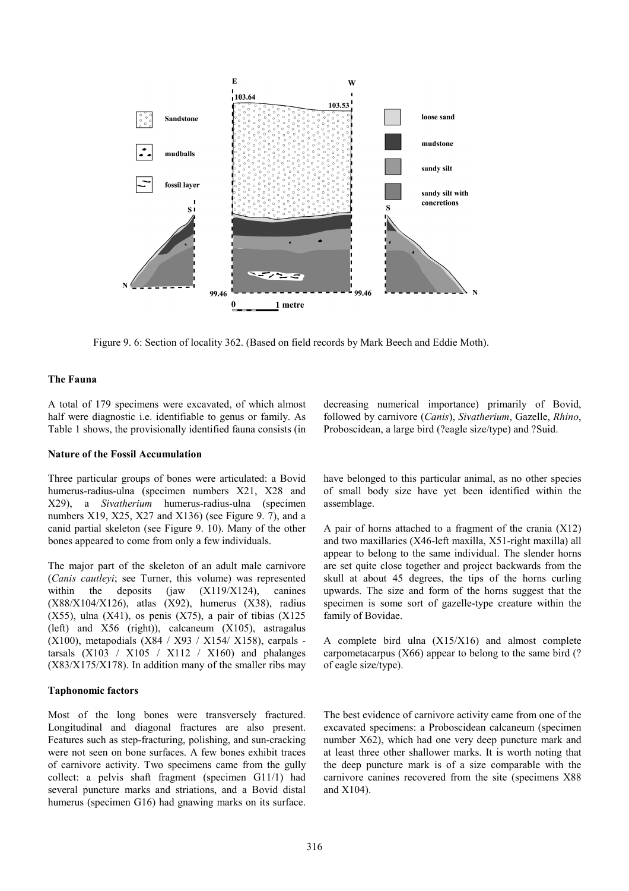Figure 9. 6: Section of locality 362. (Based on field records by Mark Beech and Eddie Moth).

### The Fauna

A total of 179 specimens were excavated, of which almost half were diagnostic i.e. identifiable to genus or family. As Table 1 shows, the provisionally identified fauna consists (in decreasing numerical importance) primarily of Bovid, followed by carnivore (*Canis*), *Sivatherium*, Gazelle, *Rhino*, Proboscidean, a large bird (?eagle size/type) and ?Suid.

### Nature of the Fossil Accumulation

Three particular groups of bones were articulated: a Bovid humerus-radius-ulna (specimen numbers X21, X28 and X29), a *Sivatherium* humerus-radius-ulna (specimen numbers X19, X25, X27 and X136) (see Figure 9. 7), and a canid partial skeleton (see Figure 9. 10). Many of the other bones appeared to come from only a few individuals.

The major part of the skeleton of an adult male carnivore (*Canis cautleyi*; see Turner, this volume) was represented within the deposits (jaw (X119/X124), canines (X88/X104/X126), atlas (X92), humerus (X38), radius (X55), ulna (X41), os penis (X75), a pair of tibias (X125 (left) and X56 (right)), calcaneum (X105), astragalus (X100), metapodials (X84 / X93 / X154/ X158), carpals - tarsals (X103 / X105 / X112 / X160) and phalanges (X83/X175/X178). In addition many of the smaller ribs may have belonged to this particular animal, as no other species of small body size have yet been identified within the assemblage.

A pair of horns attached to a fragment of the crania (X12) and two maxillaries (X46-left maxilla, X51-right maxilla) all appear to belong to the same individual. The slender horns are set quite close together and project backwards from the skull at about 45 degrees, the tips of the horns curling upwards. The size and form of the horns suggest that the specimen is some sort of gazelle-type creature within the family of Bovidae.

A complete bird ulna (X15/X16) and almost complete carpometacarpus (X66) appear to belong to the same bird (? of eagle size/type).

### Taphonomic factors

Most of the long bones were transversely fractured. Longitudinal and diagonal fractures are also present. Features such as step-fracturing, polishing, and sun-cracking were not seen on bone surfaces. A few bones exhibit traces of carnivore activity. Two specimens came from the gully collect: a pelvis shaft fragment (specimen G11/1) had several puncture marks and striations, and a Bovid distal humerus (specimen G16) had gnawing marks on its surface. The best evidence of carnivore activity came from one of the excavated specimens: a Proboscidean calcaneum (specimen number X62), which had one very deep puncture mark and at least three other shallower marks. It is worth noting that the deep puncture mark is of a size comparable with the carnivore canines recovered from the site (specimens X88 and X104).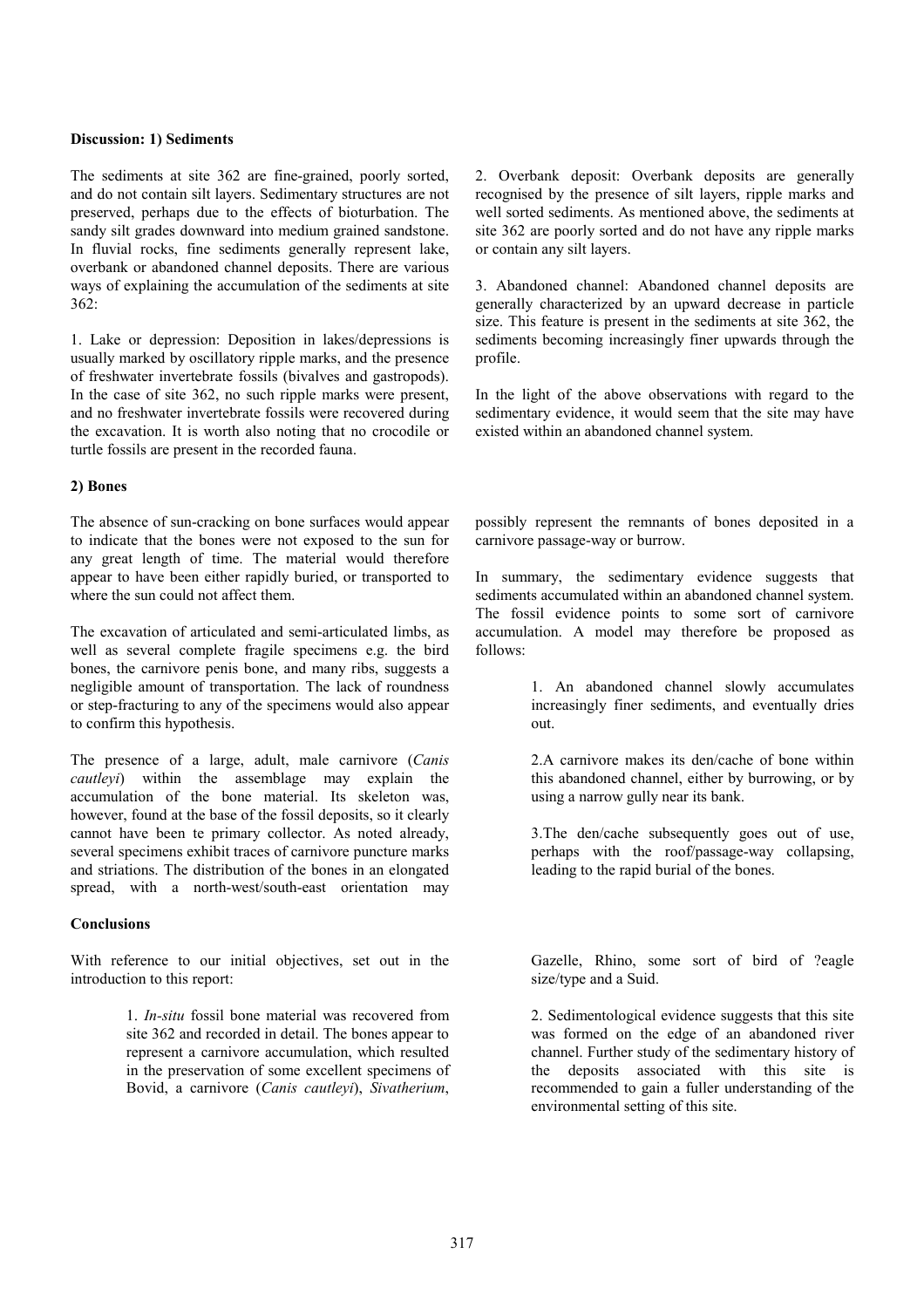**Discussion: 1) Sediments**

The sediments at site 362 are fine-grained, poorly sorted, and do not contain silt layers. Sedimentary structures are not preserved, perhaps due to the effects of bioturbation. The sandy silt grades downward into medium grained sandstone. In fluvial rocks, fine sediments generally represent lake, overbank or abandoned channel deposits. There are various ways of explaining the accumulation of the sediments at site 362:

1. Lake or depression: Deposition in lakes/depressions is usually marked by oscillatory ripple marks, and the presence of freshwater invertebrate fossils (bivalves and gastropods). In the case of site 362, no such ripple marks were present, and no freshwater invertebrate fossils were recovered during the excavation. It is worth also noting that no crocodile or turtle fossils are present in the recorded fauna.

2. Overbank deposit: Overbank deposits are generally recognised by the presence of silt layers, ripple marks and well sorted sediments. As mentioned above, the sediments at site 362 are poorly sorted and do not have any ripple marks or contain any silt layers.

3. Abandoned channel: Abandoned channel deposits are generally characterized by an upward decrease in particle size. This feature is present in the sediments at site 362, the sediments becoming increasingly finer upwards through the profile.

In the light of the above observations with regard to the sedimentary evidence, it would seem that the site may have existed within an abandoned channel system.

**2) Bones**

The absence of sun-cracking on bone surfaces would appear to indicate that the bones were not exposed to the sun for any great length of time. The material would therefore appear to have been either rapidly buried, or transported to where the sun could not affect them.

The excavation of articulated and semi-articulated limbs, as well as several complete fragile specimens e.g. the bird bones, the carnivore penis bone, and many ribs, suggests a negligible amount of transportation. The lack of roundness or step-fracturing to any of the specimens would also appear to confirm this hypothesis.

The presence of a large, adult, male carnivore (*Canis cautleyi*) within the assemblage may explain the accumulation of the bone material. Its skeleton was, however, found at the base of the fossil deposits, so it clearly cannot have been te primary collector. As noted already, several specimens exhibit traces of carnivore puncture marks and striations. The distribution of the bones in an elongated spread, with a north-west/south-east orientation may possibly represent the remnants of bones deposited in a carnivore passage-way or burrow.

In summary, the sedimentary evidence suggests that sediments accumulated within an abandoned channel system. The fossil evidence points to some sort of carnivore accumulation. A model may therefore be proposed as follows:

> 1. An abandoned channel slowly accumulates increasingly finer sediments, and eventually dries out.
>
> 2.A carnivore makes its den/cache of bone within this abandoned channel, either by burrowing, or by using a narrow gully near its bank.
>
> 3.The den/cache subsequently goes out of use, perhaps with the roof/passage-way collapsing, leading to the rapid burial of the bones.

**Conclusions**

With reference to our initial objectives, set out in the introduction to this report:

> 1. *In-situ* fossil bone material was recovered from site 362 and recorded in detail. The bones appear to represent a carnivore accumulation, which resulted in the preservation of some excellent specimens of Bovid, a carnivore (*Canis cautleyi*), *Sivatherium*, Gazelle, Rhino, some sort of bird of ?eagle size/type and a Suid.
>
> 2. Sedimentological evidence suggests that this site was formed on the edge of an abandoned river channel. Further study of the sedimentary history of the deposits associated with this site is recommended to gain a fuller understanding of the environmental setting of this site.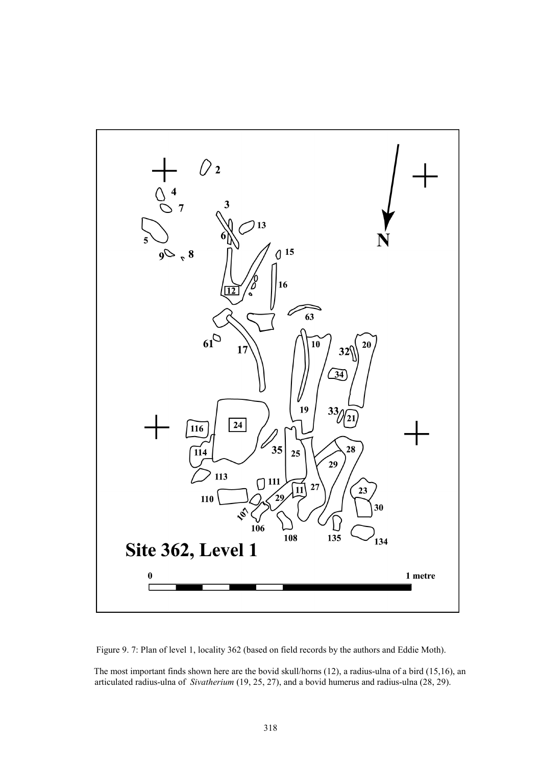Figure 9. 7: Plan of level 1, locality 362 (based on field records by the authors and Eddie Moth).

The most important finds shown here are the bovid skull/horns (12), a radius-ulna of a bird (15,16), an articulated radius-ulna of *Sivatherium* (19, 25, 27), and a bovid humerus and radius-ulna (28, 29).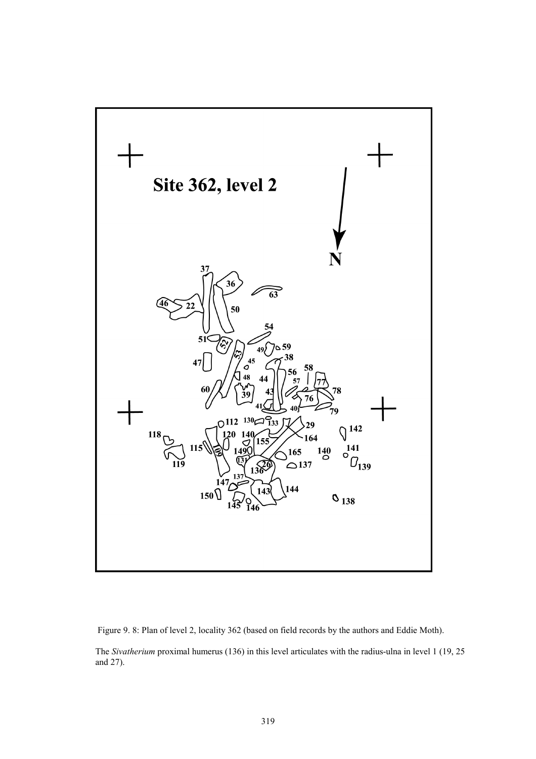Figure 9. 8: Plan of level 2, locality 362 (based on field records by the authors and Eddie Moth).

The *Sivatherium* proximal humerus (136) in this level articulates with the radius-ulna in level 1 (19, 25 and 27).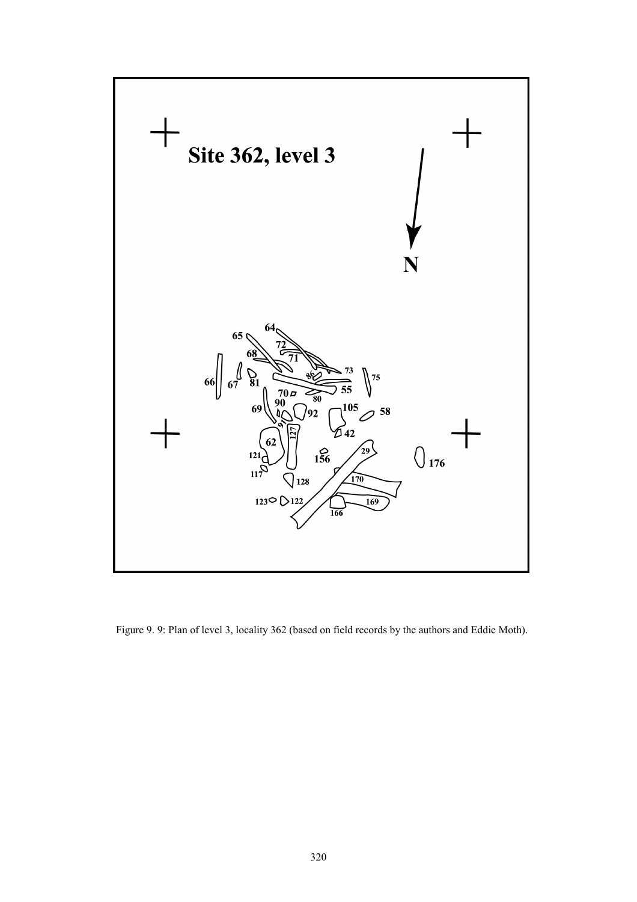Figure 9. 9: Plan of level 3, locality 362 (based on field records by the authors and Eddie Moth).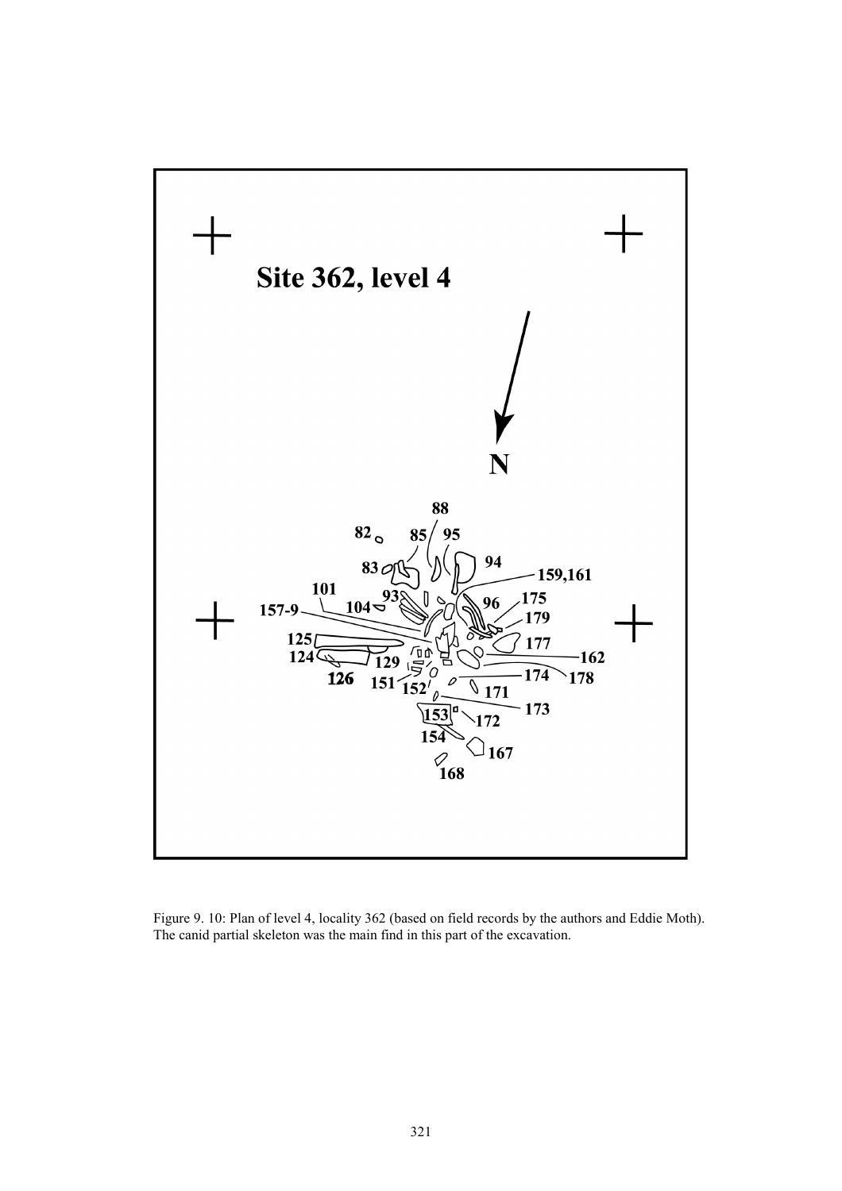Site 362, level 4

N

82 85 88 95 94 83 159,161 101 93 96 175 157-9 104 179 125 177 124 129 162 126 151 152 174 178 171 173 153 172 154 167 168

Figure 9. 10: Plan of level 4, locality 362 (based on field records by the authors and Eddie Moth). The canid partial skeleton was the main find in this part of the excavation.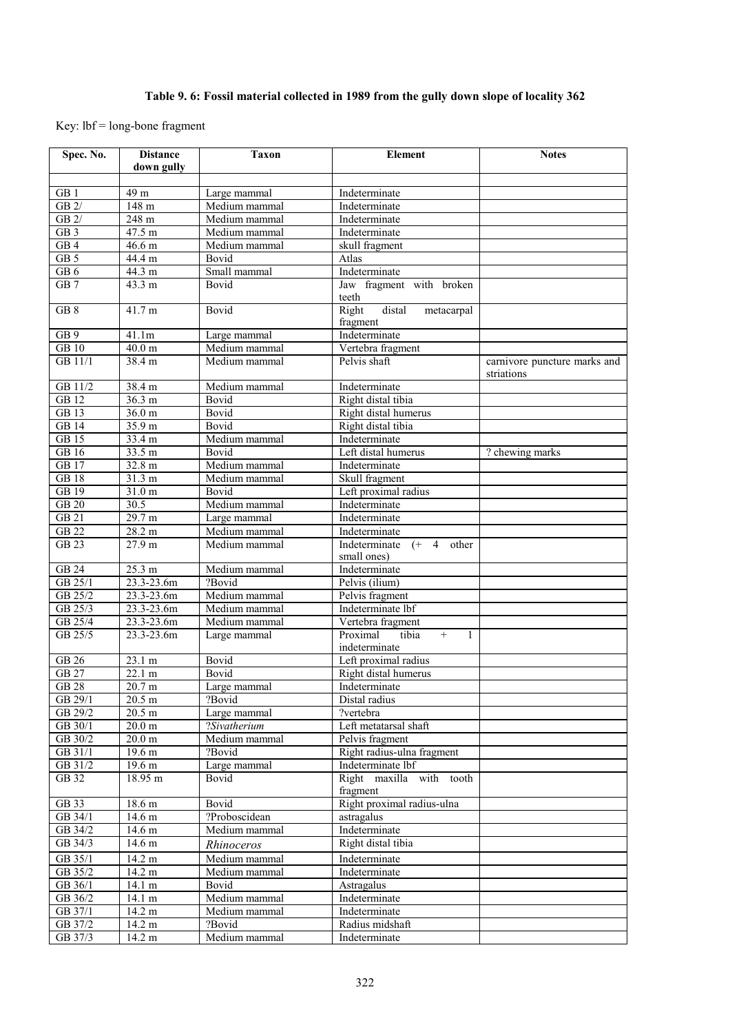**Table 9. 6: Fossil material collected in 1989 from the gully down slope of locality 362**

Key: lbf = long-bone fragment

| Spec. No. | Distance down gully | Taxon | Element | Notes |
|---|---|---|---|---|
| | | | | |
| GB 1 | 49 m | Large mammal | Indeterminate | |
| GB 2/ | 148 m | Medium mammal | Indeterminate | |
| GB 2/ | 248 m | Medium mammal | Indeterminate | |
| GB 3 | 47.5 m | Medium mammal | Indeterminate | |
| GB 4 | 46.6 m | Medium mammal | skull fragment | |
| GB 5 | 44.4 m | Bovid | Atlas | |
| GB 6 | 44.3 m | Small mammal | Indeterminate | |
| GB 7 | 43.3 m | Bovid | Jaw fragment with broken teeth | |
| GB 8 | 41.7 m | Bovid | Right distal metacarpal fragment | |
| GB 9 | 41.1m | Large mammal | Indeterminate | |
| GB 10 | 40.0 m | Medium mammal | Vertebra fragment | |
| GB 11/1 | 38.4 m | Medium mammal | Pelvis shaft | carnivore puncture marks and striations |
| GB 11/2 | 38.4 m | Medium mammal | Indeterminate | |
| GB 12 | 36.3 m | Bovid | Right distal tibia | |
| GB 13 | 36.0 m | Bovid | Right distal humerus | |
| GB 14 | 35.9 m | Bovid | Right distal tibia | |
| GB 15 | 33.4 m | Medium mammal | Indeterminate | |
| GB 16 | 33.5 m | Bovid | Left distal humerus | ? chewing marks |
| GB 17 | 32.8 m | Medium mammal | Indeterminate | |
| GB 18 | 31.3 m | Medium mammal | Skull fragment | |
| GB 19 | 31.0 m | Bovid | Left proximal radius | |
| GB 20 | 30.5 | Medium mammal | Indeterminate | |
| GB 21 | 29.7 m | Large mammal | Indeterminate | |
| GB 22 | 28.2 m | Medium mammal | Indeterminate | |
| GB 23 | 27.9 m | Medium mammal | Indeterminate (+ 4 other small ones) | |
| GB 24 | 25.3 m | Medium mammal | Indeterminate | |
| GB 25/1 | 23.3-23.6m | ?Bovid | Pelvis (ilium) | |
| GB 25/2 | 23.3-23.6m | Medium mammal | Pelvis fragment | |
| GB 25/3 | 23.3-23.6m | Medium mammal | Indeterminate lbf | |
| GB 25/4 | 23.3-23.6m | Medium mammal | Vertebra fragment | |
| GB 25/5 | 23.3-23.6m | Large mammal | Proximal tibia + 1 indeterminate | |
| GB 26 | 23.1 m | Bovid | Left proximal radius | |
| GB 27 | 22.1 m | Bovid | Right distal humerus | |
| GB 28 | 20.7 m | Large mammal | Indeterminate | |
| GB 29/1 | 20.5 m | ?Bovid | Distal radius | |
| GB 29/2 | 20.5 m | Large mammal | ?vertebra | |
| GB 30/1 | 20.0 m | ?*Sivatherium* | Left metatarsal shaft | |
| GB 30/2 | 20.0 m | Medium mammal | Pelvis fragment | |
| GB 31/1 | 19.6 m | ?Bovid | Right radius-ulna fragment | |
| GB 31/2 | 19.6 m | Large mammal | Indeterminate lbf | |
| GB 32 | 18.95 m | Bovid | Right maxilla with tooth fragment | |
| GB 33 | 18.6 m | Bovid | Right proximal radius-ulna | |
| GB 34/1 | 14.6 m | ?Proboscidean | astragalus | |
| GB 34/2 | 14.6 m | Medium mammal | Indeterminate | |
| GB 34/3 | 14.6 m | *Rhinoceros* | Right distal tibia | |
| GB 35/1 | 14.2 m | Medium mammal | Indeterminate | |
| GB 35/2 | 14.2 m | Medium mammal | Indeterminate | |
| GB 36/1 | 14.1 m | Bovid | Astragalus | |
| GB 36/2 | 14.1 m | Medium mammal | Indeterminate | |
| GB 37/1 | 14.2 m | Medium mammal | Indeterminate | |
| GB 37/2 | 14.2 m | ?Bovid | Radius midshaft | |
| GB 37/3 | 14.2 m | Medium mammal | Indeterminate | |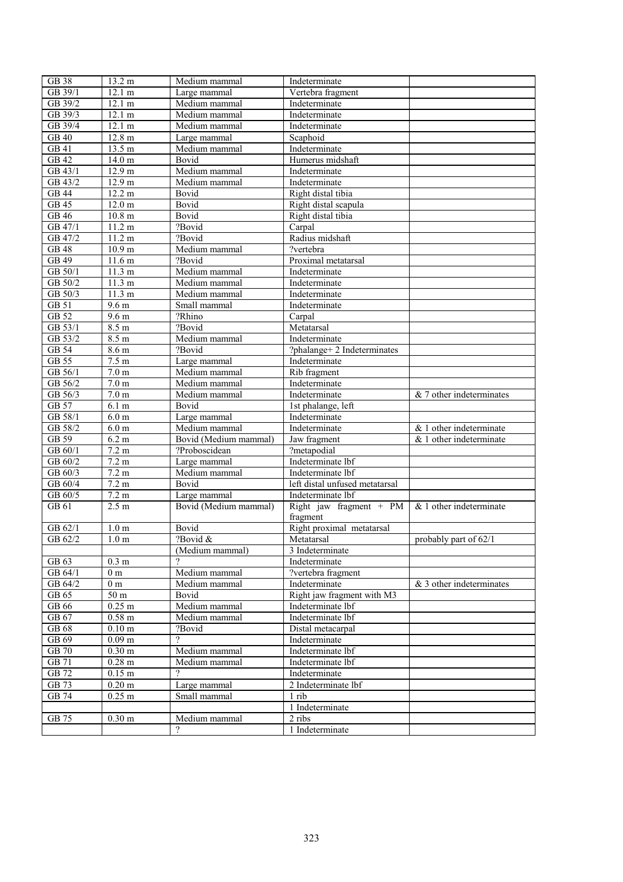| GB 38 | 13.2 m | Medium mammal | Indeterminate | |
|---|---|---|---|---|
| GB 39/1 | 12.1 m | Large mammal | Vertebra fragment | |
| GB 39/2 | 12.1 m | Medium mammal | Indeterminate | |
| GB 39/3 | 12.1 m | Medium mammal | Indeterminate | |
| GB 39/4 | 12.1 m | Medium mammal | Indeterminate | |
| GB 40 | 12.8 m | Large mammal | Scaphoid | |
| GB 41 | 13.5 m | Medium mammal | Indeterminate | |
| GB 42 | 14.0 m | Bovid | Humerus midshaft | |
| GB 43/1 | 12.9 m | Medium mammal | Indeterminate | |
| GB 43/2 | 12.9 m | Medium mammal | Indeterminate | |
| GB 44 | 12.2 m | Bovid | Right distal tibia | |
| GB 45 | 12.0 m | Bovid | Right distal scapula | |
| GB 46 | 10.8 m | Bovid | Right distal tibia | |
| GB 47/1 | 11.2 m | ?Bovid | Carpal | |
| GB 47/2 | 11.2 m | ?Bovid | Radius midshaft | |
| GB 48 | 10.9 m | Medium mammal | ?vertebra | |
| GB 49 | 11.6 m | ?Bovid | Proximal metatarsal | |
| GB 50/1 | 11.3 m | Medium mammal | Indeterminate | |
| GB 50/2 | 11.3 m | Medium mammal | Indeterminate | |
| GB 50/3 | 11.3 m | Medium mammal | Indeterminate | |
| GB 51 | 9.6 m | Small mammal | Indeterminate | |
| GB 52 | 9.6 m | ?Rhino | Carpal | |
| GB 53/1 | 8.5 m | ?Bovid | Metatarsal | |
| GB 53/2 | 8.5 m | Medium mammal | Indeterminate | |
| GB 54 | 8.6 m | ?Bovid | ?phalange+ 2 Indeterminates | |
| GB 55 | 7.5 m | Large mammal | Indeterminate | |
| GB 56/1 | 7.0 m | Medium mammal | Rib fragment | |
| GB 56/2 | 7.0 m | Medium mammal | Indeterminate | |
| GB 56/3 | 7.0 m | Medium mammal | Indeterminate | & 7 other indeterminates |
| GB 57 | 6.1 m | Bovid | 1st phalange, left | |
| GB 58/1 | 6.0 m | Large mammal | Indeterminate | |
| GB 58/2 | 6.0 m | Medium mammal | Indeterminate | & 1 other indeterminate |
| GB 59 | 6.2 m | Bovid (Medium mammal) | Jaw fragment | & 1 other indeterminate |
| GB 60/1 | 7.2 m | ?Proboscidean | ?metapodial | |
| GB 60/2 | 7.2 m | Large mammal | Indeterminate lbf | |
| GB 60/3 | 7.2 m | Medium mammal | Indeterminate lbf | |
| GB 60/4 | 7.2 m | Bovid | left distal unfused metatarsal | |
| GB 60/5 | 7.2 m | Large mammal | Indeterminate lbf | |
| GB 61 | 2.5 m | Bovid (Medium mammal) | Right jaw fragment + PM fragment | & 1 other indeterminate |
| GB 62/1 | 1.0 m | Bovid | Right proximal metatarsal | |
| GB 62/2 | 1.0 m | ?Bovid & | Metatarsal | probably part of 62/1 |
| | | (Medium mammal) | 3 Indeterminate | |
| GB 63 | 0.3 m | ? | Indeterminate | |
| GB 64/1 | 0 m | Medium mammal | ?vertebra fragment | |
| GB 64/2 | 0 m | Medium mammal | Indeterminate | & 3 other indeterminates |
| GB 65 | 50 m | Bovid | Right jaw fragment with M3 | |
| GB 66 | 0.25 m | Medium mammal | Indeterminate lbf | |
| GB 67 | 0.58 m | Medium mammal | Indeterminate lbf | |
| GB 68 | 0.10 m | ?Bovid | Distal metacarpal | |
| GB 69 | 0.09 m | ? | Indeterminate | |
| GB 70 | 0.30 m | Medium mammal | Indeterminate lbf | |
| GB 71 | 0.28 m | Medium mammal | Indeterminate lbf | |
| GB 72 | 0.15 m | ? | Indeterminate | |
| GB 73 | 0.20 m | Large mammal | 2 Indeterminate lbf | |
| GB 74 | 0.25 m | Small mammal | 1 rib | |
| | | | 1 Indeterminate | |
| GB 75 | 0.30 m | Medium mammal | 2 ribs | |
| | | ? | 1 Indeterminate | |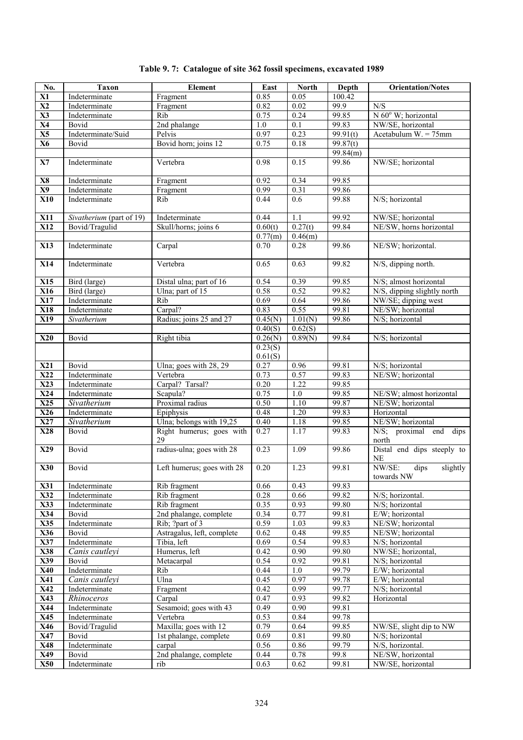**Table 9. 7: Catalogue of site 362 fossil specimens, excavated 1989**

| No. | Taxon | Element | East | North | Depth | Orientation/Notes |
|---|---|---|---|---|---|---|
| **X1** | Indeterminate | Fragment | 0.85 | 0.05 | 100.42 | |
| **X2** | Indeterminate | Fragment | 0.82 | 0.02 | 99.9 | N/S |
| **X3** | Indeterminate | Rib | 0.75 | 0.24 | 99.85 | N 60° W; horizontal |
| **X4** | Bovid | 2nd phalange | 1.0 | 0.1 | 99.83 | NW/SE, horizontal |
| **X5** | Indeterminate/Suid | Pelvis | 0.97 | 0.23 | 99.91(t) | Acetabulum W. = 75mm |
| **X6** | Bovid | Bovid horn; joins 12 | 0.75 | 0.18 | 99.87(t) | |
| | | | | | 99.84(m) | |
| **X7** | Indeterminate | Vertebra | 0.98 | 0.15 | 99.86 | NW/SE; horizontal |
| **X8** | Indeterminate | Fragment | 0.92 | 0.34 | 99.85 | |
| **X9** | Indeterminate | Fragment | 0.99 | 0.31 | 99.86 | |
| **X10** | Indeterminate | Rib | 0.44 | 0.6 | 99.88 | N/S; horizontal |
| **X11** | *Sivatherium* (part of 19) | Indeterminate | 0.44 | 1.1 | 99.92 | NW/SE; horizontal |
| **X12** | Bovid/Tragulid | Skull/horns; joins 6 | 0.60(t) | 0.27(t) | 99.84 | NE/SW, horns horizontal |
| | | | 0.77(m) | 0.46(m) | | |
| **X13** | Indeterminate | Carpal | 0.70 | 0.28 | 99.86 | NE/SW; horizontal. |
| **X14** | Indeterminate | Vertebra | 0.65 | 0.63 | 99.82 | N/S, dipping north. |
| **X15** | Bird (large) | Distal ulna; part of 16 | 0.54 | 0.39 | 99.85 | N/S; almost horizontal |
| **X16** | Bird (large) | Ulna; part of 15 | 0.58 | 0.52 | 99.82 | N/S, dipping slightly north |
| **X17** | Indeterminate | Rib | 0.69 | 0.64 | 99.86 | NW/SE; dipping west |
| **X18** | Indeterminate | Carpal? | 0.83 | 0.55 | 99.81 | NE/SW; horizontal |
| **X19** | *Sivatherium* | Radius; joins 25 and 27 | 0.45(N) | 1.01(N) | 99.86 | N/S; horizontal |
| | | | 0.40(S) | 0.62(S) | | |
| **X20** | Bovid | Right tibia | 0.26(N) | 0.89(N) | 99.84 | N/S; horizontal |
| | | | 0.23(S) | | | |
| | | | 0.61(S) | | | |
| **X21** | Bovid | Ulna; goes with 28, 29 | 0.27 | 0.96 | 99.81 | N/S; horizontal |
| **X22** | Indeterminate | Vertebra | 0.73 | 0.57 | 99.83 | NE/SW; horizontal |
| **X23** | Indeterminate | Carpal? Tarsal? | 0.20 | 1.22 | 99.85 | |
| **X24** | Indeterminate | Scapula? | 0.75 | 1.0 | 99.85 | NE/SW; almost horizontal |
| **X25** | *Sivatherium* | Proximal radius | 0.50 | 1.10 | 99.87 | NE/SW; horizontal |
| **X26** | Indeterminate | Epiphysis | 0.48 | 1.20 | 99.83 | Horizontal |
| **X27** | *Sivatherium* | Ulna; belongs with 19,25 | 0.40 | 1.18 | 99.85 | NE/SW; horizontal |
| **X28** | Bovid | Right humerus; goes with 29 | 0.27 | 1.17 | 99.83 | N/S; proximal end dips north |
| **X29** | Bovid | radius-ulna; goes with 28 | 0.23 | 1.09 | 99.86 | Distal end dips steeply to NE |
| **X30** | Bovid | Left humerus; goes with 28 | 0.20 | 1.23 | 99.81 | NW/SE: dips slightly towards NW |
| **X31** | Indeterminate | Rib fragment | 0.66 | 0.43 | 99.83 | |
| **X32** | Indeterminate | Rib fragment | 0.28 | 0.66 | 99.82 | N/S; horizontal. |
| **X33** | Indeterminate | Rib fragment | 0.35 | 0.93 | 99.80 | N/S; horizontal |
| **X34** | Bovid | 2nd phalange, complete | 0.34 | 0.77 | 99.81 | E/W; horizontal |
| **X35** | Indeterminate | Rib; ?part of 3 | 0.59 | 1.03 | 99.83 | NE/SW; horizontal |
| **X36** | Bovid | Astragalus, left, complete | 0.62 | 0.48 | 99.85 | NE/SW; horizontal |
| **X37** | Indeterminate | Tibia, left | 0.69 | 0.54 | 99.83 | N/S; horizontal |
| **X38** | *Canis cautleyi* | Humerus, left | 0.42 | 0.90 | 99.80 | NW/SE; horizontal, |
| **X39** | Bovid | Metacarpal | 0.54 | 0.92 | 99.81 | N/S; horizontal |
| **X40** | Indeterminate | Rib | 0.44 | 1.0 | 99.79 | E/W; horizontal |
| **X41** | *Canis cautleyi* | Ulna | 0.45 | 0.97 | 99.78 | E/W; horizontal |
| **X42** | Indeterminate | Fragment | 0.42 | 0.99 | 99.77 | N/S; horizontal |
| **X43** | *Rhinoceros* | Carpal | 0.47 | 0.93 | 99.82 | Horizontal |
| **X44** | Indeterminate | Sesamoid; goes with 43 | 0.49 | 0.90 | 99.81 | |
| **X45** | Indeterminate | Vertebra | 0.53 | 0.84 | 99.78 | |
| **X46** | Bovid/Tragulid | Maxilla; goes with 12 | 0.79 | 0.64 | 99.85 | NW/SE, slight dip to NW |
| **X47** | Bovid | 1st phalange, complete | 0.69 | 0.81 | 99.80 | N/S; horizontal |
| **X48** | Indeterminate | carpal | 0.56 | 0.86 | 99.79 | N/S, horizontal. |
| **X49** | Bovid | 2nd phalange, complete | 0.44 | 0.78 | 99.8 | NE/SW, horizontal |
| **X50** | Indeterminate | rib | 0.63 | 0.62 | 99.81 | NW/SE, horizontal |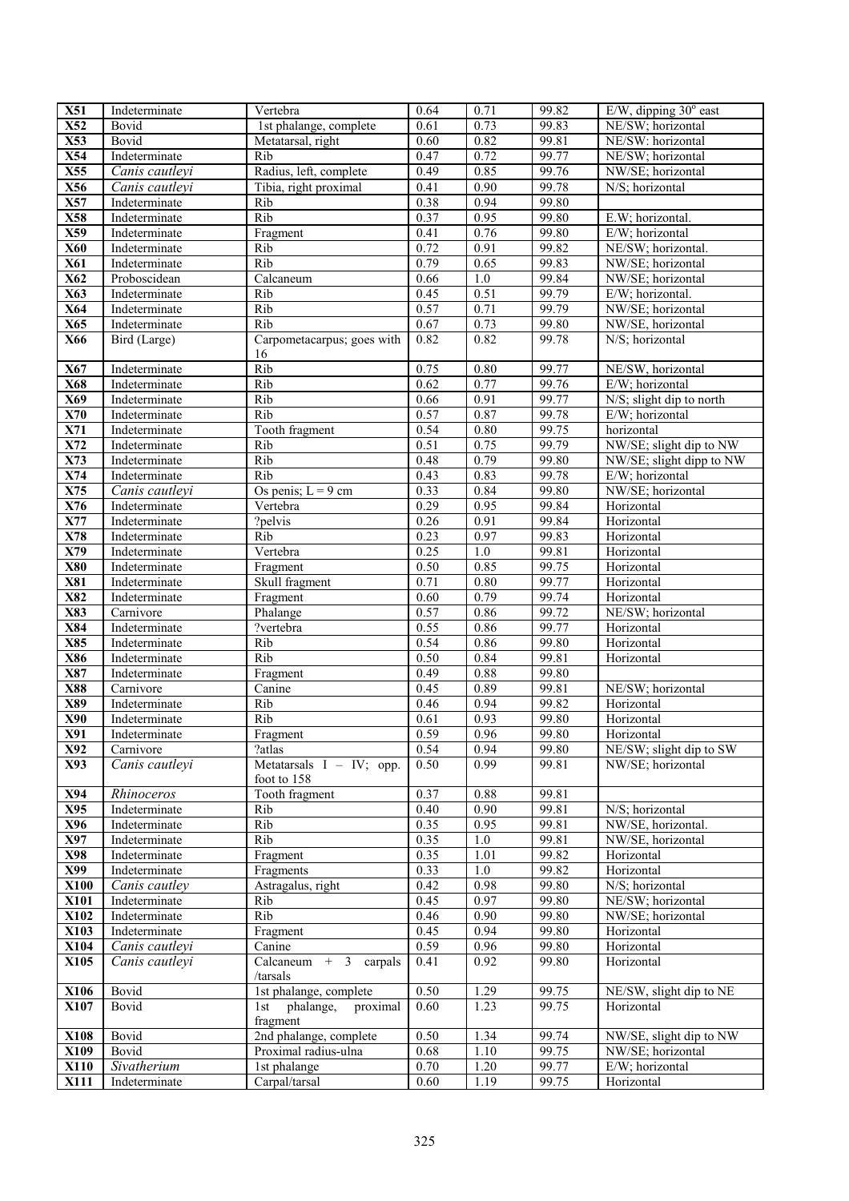| **X51** | Indeterminate | Vertebra | 0.64 | 0.71 | 99.82 | E/W, dipping 30° east |
|---|---|---|---|---|---|---|
| **X52** | Bovid | 1st phalange, complete | 0.61 | 0.73 | 99.83 | NE/SW; horizontal |
| **X53** | Bovid | Metatarsal, right | 0.60 | 0.82 | 99.81 | NE/SW: horizontal |
| **X54** | Indeterminate | Rib | 0.47 | 0.72 | 99.77 | NE/SW; horizontal |
| **X55** | *Canis cautleyi* | Radius, left, complete | 0.49 | 0.85 | 99.76 | NW/SE; horizontal |
| **X56** | *Canis cautleyi* | Tibia, right proximal | 0.41 | 0.90 | 99.78 | N/S; horizontal |
| **X57** | Indeterminate | Rib | 0.38 | 0.94 | 99.80 | |
| **X58** | Indeterminate | Rib | 0.37 | 0.95 | 99.80 | E.W; horizontal. |
| **X59** | Indeterminate | Fragment | 0.41 | 0.76 | 99.80 | E/W; horizontal |
| **X60** | Indeterminate | Rib | 0.72 | 0.91 | 99.82 | NE/SW; horizontal. |
| **X61** | Indeterminate | Rib | 0.79 | 0.65 | 99.83 | NW/SE; horizontal |
| **X62** | Proboscidean | Calcaneum | 0.66 | 1.0 | 99.84 | NW/SE; horizontal |
| **X63** | Indeterminate | Rib | 0.45 | 0.51 | 99.79 | E/W; horizontal. |
| **X64** | Indeterminate | Rib | 0.57 | 0.71 | 99.79 | NW/SE; horizontal |
| **X65** | Indeterminate | Rib | 0.67 | 0.73 | 99.80 | NW/SE, horizontal |
| **X66** | Bird (Large) | Carpometacarpus; goes with 16 | 0.82 | 0.82 | 99.78 | N/S; horizontal |
| **X67** | Indeterminate | Rib | 0.75 | 0.80 | 99.77 | NE/SW, horizontal |
| **X68** | Indeterminate | Rib | 0.62 | 0.77 | 99.76 | E/W; horizontal |
| **X69** | Indeterminate | Rib | 0.66 | 0.91 | 99.77 | N/S; slight dip to north |
| **X70** | Indeterminate | Rib | 0.57 | 0.87 | 99.78 | E/W; horizontal |
| **X71** | Indeterminate | Tooth fragment | 0.54 | 0.80 | 99.75 | horizontal |
| **X72** | Indeterminate | Rib | 0.51 | 0.75 | 99.79 | NW/SE; slight dip to NW |
| **X73** | Indeterminate | Rib | 0.48 | 0.79 | 99.80 | NW/SE; slight dipp to NW |
| **X74** | Indeterminate | Rib | 0.43 | 0.83 | 99.78 | E/W; horizontal |
| **X75** | *Canis cautleyi* | Os penis; L = 9 cm | 0.33 | 0.84 | 99.80 | NW/SE; horizontal |
| **X76** | Indeterminate | Vertebra | 0.29 | 0.95 | 99.84 | Horizontal |
| **X77** | Indeterminate | ?pelvis | 0.26 | 0.91 | 99.84 | Horizontal |
| **X78** | Indeterminate | Rib | 0.23 | 0.97 | 99.83 | Horizontal |
| **X79** | Indeterminate | Vertebra | 0.25 | 1.0 | 99.81 | Horizontal |
| **X80** | Indeterminate | Fragment | 0.50 | 0.85 | 99.75 | Horizontal |
| **X81** | Indeterminate | Skull fragment | 0.71 | 0.80 | 99.77 | Horizontal |
| **X82** | Indeterminate | Fragment | 0.60 | 0.79 | 99.74 | Horizontal |
| **X83** | Carnivore | Phalange | 0.57 | 0.86 | 99.72 | NE/SW; horizontal |
| **X84** | Indeterminate | ?vertebra | 0.55 | 0.86 | 99.77 | Horizontal |
| **X85** | Indeterminate | Rib | 0.54 | 0.86 | 99.80 | Horizontal |
| **X86** | Indeterminate | Rib | 0.50 | 0.84 | 99.81 | Horizontal |
| **X87** | Indeterminate | Fragment | 0.49 | 0.88 | 99.80 | |
| **X88** | Carnivore | Canine | 0.45 | 0.89 | 99.81 | NE/SW; horizontal |
| **X89** | Indeterminate | Rib | 0.46 | 0.94 | 99.82 | Horizontal |
| **X90** | Indeterminate | Rib | 0.61 | 0.93 | 99.80 | Horizontal |
| **X91** | Indeterminate | Fragment | 0.59 | 0.96 | 99.80 | Horizontal |
| **X92** | Carnivore | ?atlas | 0.54 | 0.94 | 99.80 | NE/SW; slight dip to SW |
| **X93** | *Canis cautleyi* | Metatarsals I – IV; opp. foot to 158 | 0.50 | 0.99 | 99.81 | NW/SE; horizontal |
| **X94** | *Rhinoceros* | Tooth fragment | 0.37 | 0.88 | 99.81 | |
| **X95** | Indeterminate | Rib | 0.40 | 0.90 | 99.81 | N/S; horizontal |
| **X96** | Indeterminate | Rib | 0.35 | 0.95 | 99.81 | NW/SE, horizontal. |
| **X97** | Indeterminate | Rib | 0.35 | 1.0 | 99.81 | NW/SE, horizontal |
| **X98** | Indeterminate | Fragment | 0.35 | 1.01 | 99.82 | Horizontal |
| **X99** | Indeterminate | Fragments | 0.33 | 1.0 | 99.82 | Horizontal |
| **X100** | *Canis cautley* | Astragalus, right | 0.42 | 0.98 | 99.80 | N/S; horizontal |
| **X101** | Indeterminate | Rib | 0.45 | 0.97 | 99.80 | NE/SW; horizontal |
| **X102** | Indeterminate | Rib | 0.46 | 0.90 | 99.80 | NW/SE; horizontal |
| **X103** | Indeterminate | Fragment | 0.45 | 0.94 | 99.80 | Horizontal |
| **X104** | *Canis cautleyi* | Canine | 0.59 | 0.96 | 99.80 | Horizontal |
| **X105** | *Canis cautleyi* | Calcaneum + 3 carpals /tarsals | 0.41 | 0.92 | 99.80 | Horizontal |
| **X106** | Bovid | 1st phalange, complete | 0.50 | 1.29 | 99.75 | NE/SW, slight dip to NE |
| **X107** | Bovid | 1st phalange, proximal fragment | 0.60 | 1.23 | 99.75 | Horizontal |
| **X108** | Bovid | 2nd phalange, complete | 0.50 | 1.34 | 99.74 | NW/SE, slight dip to NW |
| **X109** | Bovid | Proximal radius-ulna | 0.68 | 1.10 | 99.75 | NW/SE; horizontal |
| **X110** | *Sivatherium* | 1st phalange | 0.70 | 1.20 | 99.77 | E/W; horizontal |
| **X111** | Indeterminate | Carpal/tarsal | 0.60 | 1.19 | 99.75 | Horizontal |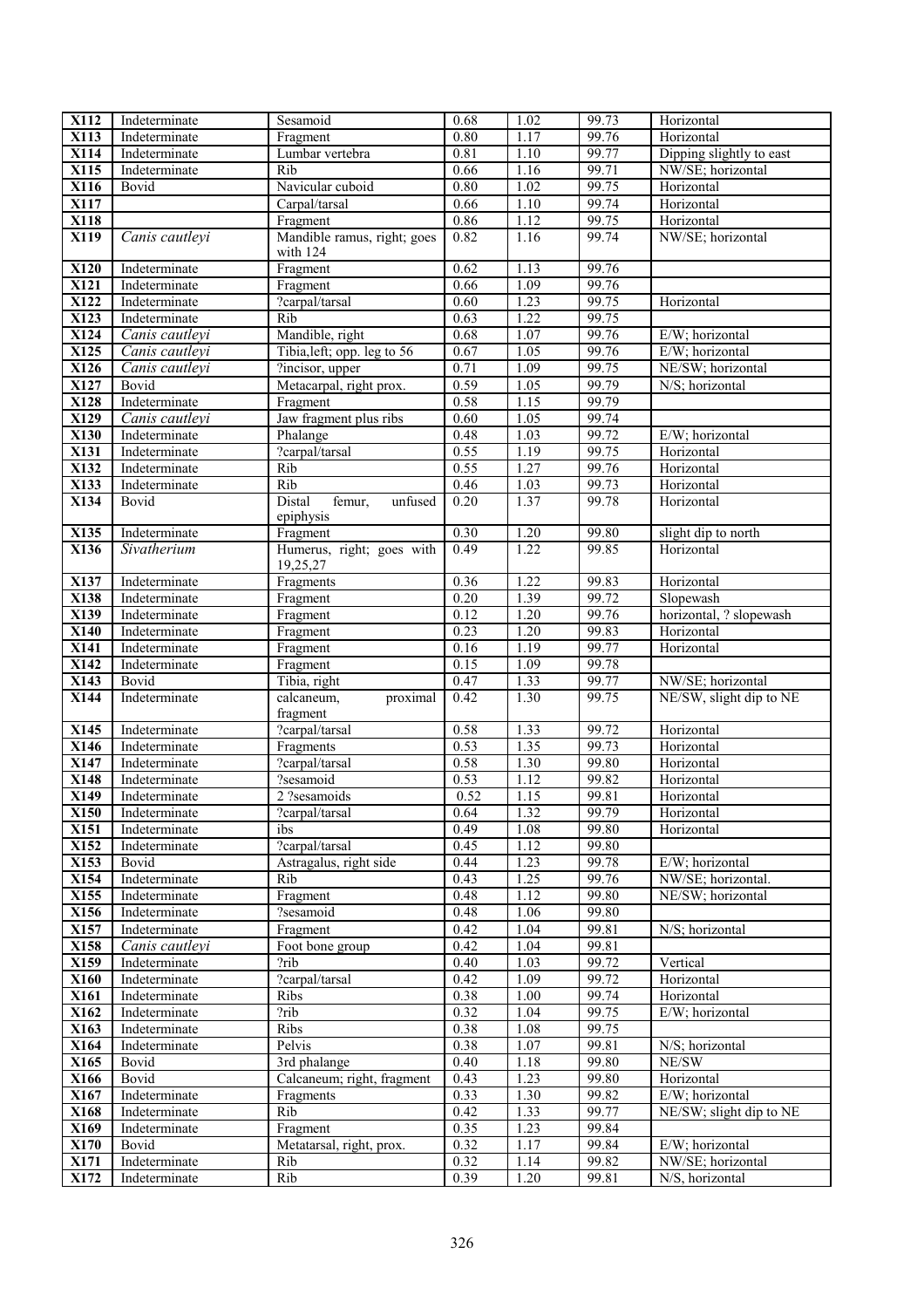| X112 | Indeterminate | Sesamoid | 0.68 | 1.02 | 99.73 | Horizontal |
|---|---|---|---|---|---|---|
| X113 | Indeterminate | Fragment | 0.80 | 1.17 | 99.76 | Horizontal |
| X114 | Indeterminate | Lumbar vertebra | 0.81 | 1.10 | 99.77 | Dipping slightly to east |
| X115 | Indeterminate | Rib | 0.66 | 1.16 | 99.71 | NW/SE; horizontal |
| X116 | Bovid | Navicular cuboid | 0.80 | 1.02 | 99.75 | Horizontal |
| X117 | | Carpal/tarsal | 0.66 | 1.10 | 99.74 | Horizontal |
| X118 | | Fragment | 0.86 | 1.12 | 99.75 | Horizontal |
| X119 | *Canis cautleyi* | Mandible ramus, right; goes with 124 | 0.82 | 1.16 | 99.74 | NW/SE; horizontal |
| X120 | Indeterminate | Fragment | 0.62 | 1.13 | 99.76 | |
| X121 | Indeterminate | Fragment | 0.66 | 1.09 | 99.76 | |
| X122 | Indeterminate | ?carpal/tarsal | 0.60 | 1.23 | 99.75 | Horizontal |
| X123 | Indeterminate | Rib | 0.63 | 1.22 | 99.75 | |
| X124 | *Canis cautleyi* | Mandible, right | 0.68 | 1.07 | 99.76 | E/W; horizontal |
| X125 | *Canis cautleyi* | Tibia,left; opp. leg to 56 | 0.67 | 1.05 | 99.76 | E/W; horizontal |
| X126 | *Canis cautleyi* | ?incisor, upper | 0.71 | 1.09 | 99.75 | NE/SW; horizontal |
| X127 | Bovid | Metacarpal, right prox. | 0.59 | 1.05 | 99.79 | N/S; horizontal |
| X128 | Indeterminate | Fragment | 0.58 | 1.15 | 99.79 | |
| X129 | *Canis cautleyi* | Jaw fragment plus ribs | 0.60 | 1.05 | 99.74 | |
| X130 | Indeterminate | Phalange | 0.48 | 1.03 | 99.72 | E/W; horizontal |
| X131 | Indeterminate | ?carpal/tarsal | 0.55 | 1.19 | 99.75 | Horizontal |
| X132 | Indeterminate | Rib | 0.55 | 1.27 | 99.76 | Horizontal |
| X133 | Indeterminate | Rib | 0.46 | 1.03 | 99.73 | Horizontal |
| X134 | Bovid | Distal femur, unfused epiphysis | 0.20 | 1.37 | 99.78 | Horizontal |
| X135 | Indeterminate | Fragment | 0.30 | 1.20 | 99.80 | slight dip to north |
| X136 | *Sivatherium* | Humerus, right; goes with 19,25,27 | 0.49 | 1.22 | 99.85 | Horizontal |
| X137 | Indeterminate | Fragments | 0.36 | 1.22 | 99.83 | Horizontal |
| X138 | Indeterminate | Fragment | 0.20 | 1.39 | 99.72 | Slopewash |
| X139 | Indeterminate | Fragment | 0.12 | 1.20 | 99.76 | horizontal, ? slopewash |
| X140 | Indeterminate | Fragment | 0.23 | 1.20 | 99.83 | Horizontal |
| X141 | Indeterminate | Fragment | 0.16 | 1.19 | 99.77 | Horizontal |
| X142 | Indeterminate | Fragment | 0.15 | 1.09 | 99.78 | |
| X143 | Bovid | Tibia, right | 0.47 | 1.33 | 99.77 | NW/SE; horizontal |
| X144 | Indeterminate | calcaneum, proximal fragment | 0.42 | 1.30 | 99.75 | NE/SW, slight dip to NE |
| X145 | Indeterminate | ?carpal/tarsal | 0.58 | 1.33 | 99.72 | Horizontal |
| X146 | Indeterminate | Fragments | 0.53 | 1.35 | 99.73 | Horizontal |
| X147 | Indeterminate | ?carpal/tarsal | 0.58 | 1.30 | 99.80 | Horizontal |
| X148 | Indeterminate | ?sesamoid | 0.53 | 1.12 | 99.82 | Horizontal |
| X149 | Indeterminate | 2 ?sesamoids | 0.52 | 1.15 | 99.81 | Horizontal |
| X150 | Indeterminate | ?carpal/tarsal | 0.64 | 1.32 | 99.79 | Horizontal |
| X151 | Indeterminate | ibs | 0.49 | 1.08 | 99.80 | Horizontal |
| X152 | Indeterminate | ?carpal/tarsal | 0.45 | 1.12 | 99.80 | |
| X153 | Bovid | Astragalus, right side | 0.44 | 1.23 | 99.78 | E/W; horizontal |
| X154 | Indeterminate | Rib | 0.43 | 1.25 | 99.76 | NW/SE; horizontal. |
| X155 | Indeterminate | Fragment | 0.48 | 1.12 | 99.80 | NE/SW; horizontal |
| X156 | Indeterminate | ?sesamoid | 0.48 | 1.06 | 99.80 | |
| X157 | Indeterminate | Fragment | 0.42 | 1.04 | 99.81 | N/S; horizontal |
| X158 | *Canis cautleyi* | Foot bone group | 0.42 | 1.04 | 99.81 | |
| X159 | Indeterminate | ?rib | 0.40 | 1.03 | 99.72 | Vertical |
| X160 | Indeterminate | ?carpal/tarsal | 0.42 | 1.09 | 99.72 | Horizontal |
| X161 | Indeterminate | Ribs | 0.38 | 1.00 | 99.74 | Horizontal |
| X162 | Indeterminate | ?rib | 0.32 | 1.04 | 99.75 | E/W; horizontal |
| X163 | Indeterminate | Ribs | 0.38 | 1.08 | 99.75 | |
| X164 | Indeterminate | Pelvis | 0.38 | 1.07 | 99.81 | N/S; horizontal |
| X165 | Bovid | 3rd phalange | 0.40 | 1.18 | 99.80 | NE/SW |
| X166 | Bovid | Calcaneum; right, fragment | 0.43 | 1.23 | 99.80 | Horizontal |
| X167 | Indeterminate | Fragments | 0.33 | 1.30 | 99.82 | E/W; horizontal |
| X168 | Indeterminate | Rib | 0.42 | 1.33 | 99.77 | NE/SW; slight dip to NE |
| X169 | Indeterminate | Fragment | 0.35 | 1.23 | 99.84 | |
| X170 | Bovid | Metatarsal, right, prox. | 0.32 | 1.17 | 99.84 | E/W; horizontal |
| X171 | Indeterminate | Rib | 0.32 | 1.14 | 99.82 | NW/SE; horizontal |
| X172 | Indeterminate | Rib | 0.39 | 1.20 | 99.81 | N/S, horizontal |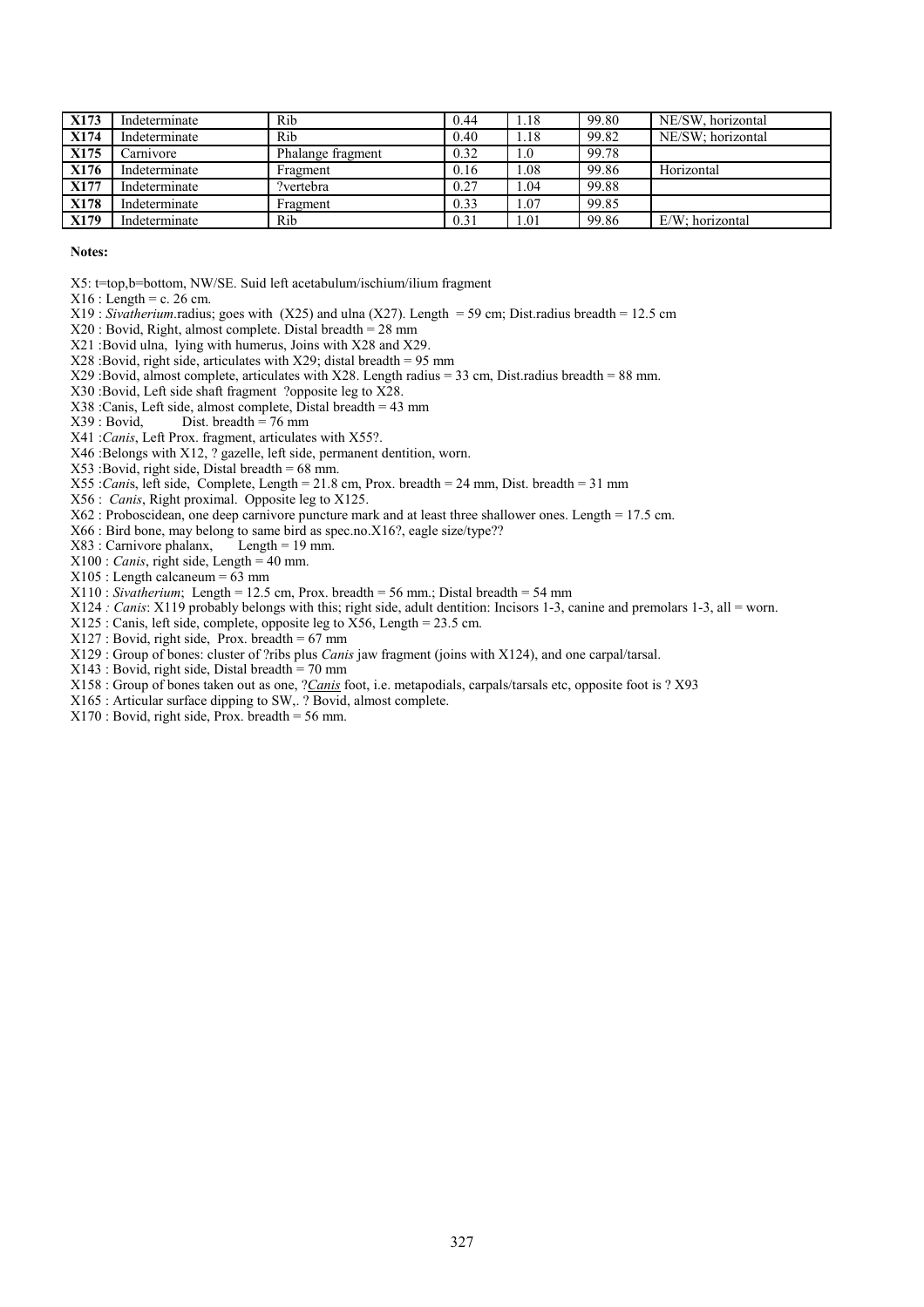| | | | | | | |
|---|---|---|---|---|---|---|
| **X173** | Indeterminate | Rib | 0.44 | 1.18 | 99.80 | NE/SW, horizontal |
| **X174** | Indeterminate | Rib | 0.40 | 1.18 | 99.82 | NE/SW; horizontal |
| **X175** | Carnivore | Phalange fragment | 0.32 | 1.0 | 99.78 | |
| **X176** | Indeterminate | Fragment | 0.16 | 1.08 | 99.86 | Horizontal |
| **X177** | Indeterminate | ?vertebra | 0.27 | 1.04 | 99.88 | |
| **X178** | Indeterminate | Fragment | 0.33 | 1.07 | 99.85 | |
| **X179** | Indeterminate | Rib | 0.31 | 1.01 | 99.86 | E/W; horizontal |

**Notes:**

X5: t=top,b=bottom, NW/SE. Suid left acetabulum/ischium/ilium fragment
X16 : Length = c. 26 cm.
X19 : *Sivatherium*.radius; goes with (X25) and ulna (X27). Length = 59 cm; Dist.radius breadth = 12.5 cm
X20 : Bovid, Right, almost complete. Distal breadth = 28 mm
X21 :Bovid ulna, lying with humerus, Joins with X28 and X29.
X28 :Bovid, right side, articulates with X29; distal breadth = 95 mm
X29 :Bovid, almost complete, articulates with X28. Length radius = 33 cm, Dist.radius breadth = 88 mm.
X30 :Bovid, Left side shaft fragment ?opposite leg to X28.
X38 :Canis, Left side, almost complete, Distal breadth = 43 mm
X39 : Bovid, Dist. breadth = 76 mm
X41 :*Canis*, Left Prox. fragment, articulates with X55?.
X46 :Belongs with X12, ? gazelle, left side, permanent dentition, worn.
X53 :Bovid, right side, Distal breadth = 68 mm.
X55 :*Cani*s, left side, Complete, Length = 21.8 cm, Prox. breadth = 24 mm, Dist. breadth = 31 mm
X56 : *Canis*, Right proximal. Opposite leg to X125.
X62 : Proboscidean, one deep carnivore puncture mark and at least three shallower ones. Length = 17.5 cm.
X66 : Bird bone, may belong to same bird as spec.no.X16?, eagle size/type??
X83 : Carnivore phalanx, Length = 19 mm.
X100 : *Canis*, right side, Length = 40 mm.
X105 : Length calcaneum = 63 mm
X110 : *Sivatherium*; Length = 12.5 cm, Prox. breadth = 56 mm.; Distal breadth = 54 mm
X124 *: Canis*: X119 probably belongs with this; right side, adult dentition: Incisors 1-3, canine and premolars 1-3, all = worn.
X125 : Canis, left side, complete, opposite leg to X56, Length = 23.5 cm.
X127 : Bovid, right side, Prox. breadth = 67 mm
X129 : Group of bones: cluster of ?ribs plus *Canis* jaw fragment (joins with X124), and one carpal/tarsal.
X143 : Bovid, right side, Distal breadth = 70 mm
X158 : Group of bones taken out as one, ?*Canis* foot, i.e. metapodials, carpals/tarsals etc, opposite foot is ? X93
X165 : Articular surface dipping to SW,. ? Bovid, almost complete.
X170 : Bovid, right side, Prox. breadth = 56 mm.